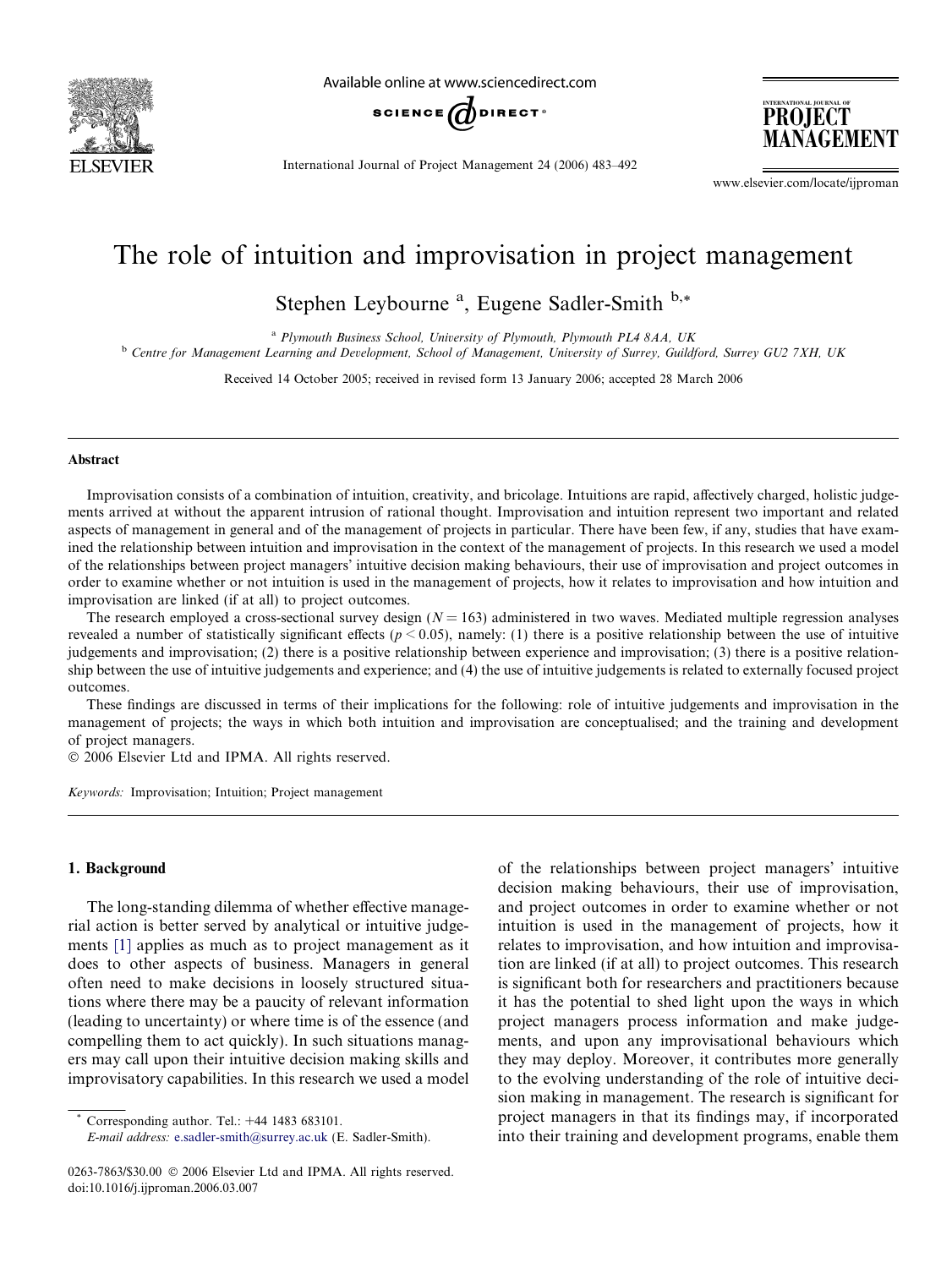# The role of intuition and improvisation in project management

Stephen Leybourne [a], Eugene Sadler-Smith [b,*]

[a] Plymouth Business School, University of Plymouth, Plymouth PL4 8AA, UK

[b] Centre for Management Learning and Development, School of Management, University of Surrey, Guildford, Surrey GU2 7XH, UK

Received 14 October 2005; received in revised form 13 January 2006; accepted 28 March 2006

## Abstract

Improvisation consists of a combination of intuition, creativity, and bricolage. Intuitions are rapid, affectively charged, holistic judgements arrived at without the apparent intrusion of rational thought. Improvisation and intuition represent two important and related aspects of management in general and of the management of projects in particular. There have been few, if any, studies that have examined the relationship between intuition and improvisation in the context of the management of projects. In this research we used a model of the relationships between project managers' intuitive decision making behaviours, their use of improvisation and project outcomes in order to examine whether or not intuition is used in the management of projects, how it relates to improvisation and how intuition and improvisation are linked (if at all) to project outcomes.

The research employed a cross-sectional survey design ($N = 163$) administered in two waves. Mediated multiple regression analyses revealed a number of statistically significant effects ($p < 0.05$), namely: (1) there is a positive relationship between the use of intuitive judgements and improvisation; (2) there is a positive relationship between experience and improvisation; (3) there is a positive relationship between the use of intuitive judgements and experience; and (4) the use of intuitive judgements is related to externally focused project outcomes.

These findings are discussed in terms of their implications for the following: role of intuitive judgements and improvisation in the management of projects; the ways in which both intuition and improvisation are conceptualised; and the training and development of project managers.

© 2006 Elsevier Ltd and IPMA. All rights reserved.

*Keywords:* Improvisation; Intuition; Project management

## 1. Background

The long-standing dilemma of whether effective managerial action is better served by analytical or intuitive judgements [1] applies as much as to project management as it does to other aspects of business. Managers in general often need to make decisions in loosely structured situations where there may be a paucity of relevant information (leading to uncertainty) or where time is of the essence (and compelling them to act quickly). In such situations managers may call upon their intuitive decision making skills and improvisatory capabilities. In this research we used a model of the relationships between project managers' intuitive decision making behaviours, their use of improvisation, and project outcomes in order to examine whether or not intuition is used in the management of projects, how it relates to improvisation, and how intuition and improvisation are linked (if at all) to project outcomes. This research is significant both for researchers and practitioners because it has the potential to shed light upon the ways in which project managers process information and make judgements, and upon any improvisational behaviours which they may deploy. Moreover, it contributes more generally to the evolving understanding of the role of intuitive decision making in management. The research is significant for project managers in that its findings may, if incorporated into their training and development programs, enable them

\* Corresponding author. Tel.: +44 1483 683101.
*E-mail address:* e.sadler-smith@surrey.ac.uk (E. Sadler-Smith).

0263-7863/$30.00 © 2006 Elsevier Ltd and IPMA. All rights reserved.
doi:10.1016/j.ijproman.2006.03.007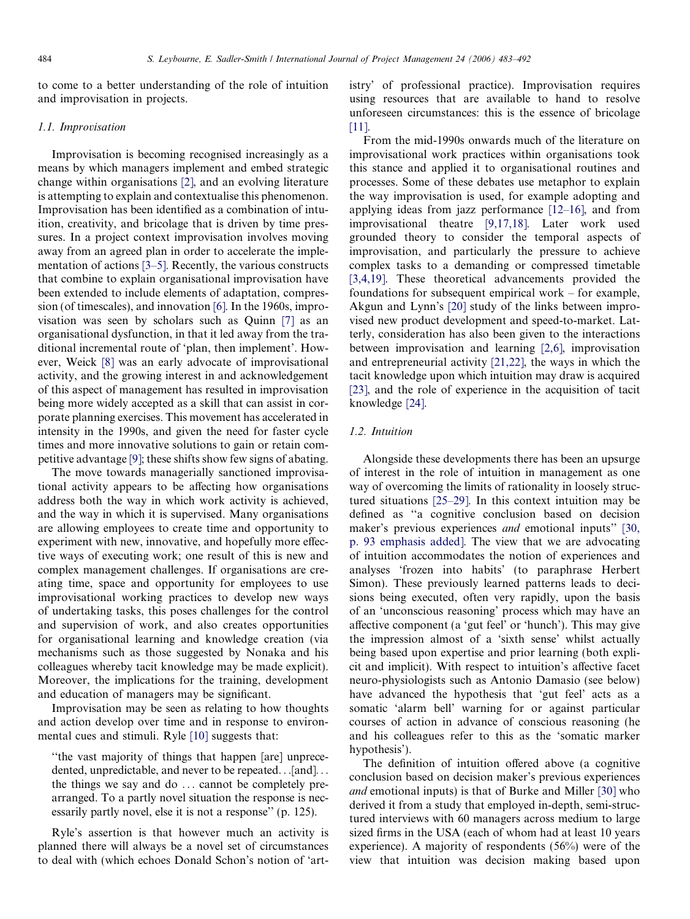to come to a better understanding of the role of intuition and improvisation in projects.

### 1.1. Improvisation

Improvisation is becoming recognised increasingly as a means by which managers implement and embed strategic change within organisations [2], and an evolving literature is attempting to explain and contextualise this phenomenon. Improvisation has been identified as a combination of intuition, creativity, and bricolage that is driven by time pressures. In a project context improvisation involves moving away from an agreed plan in order to accelerate the implementation of actions [3–5]. Recently, the various constructs that combine to explain organisational improvisation have been extended to include elements of adaptation, compression (of timescales), and innovation [6]. In the 1960s, improvisation was seen by scholars such as Quinn [7] as an organisational dysfunction, in that it led away from the traditional incremental route of 'plan, then implement'. However, Weick [8] was an early advocate of improvisational activity, and the growing interest in and acknowledgement of this aspect of management has resulted in improvisation being more widely accepted as a skill that can assist in corporate planning exercises. This movement has accelerated in intensity in the 1990s, and given the need for faster cycle times and more innovative solutions to gain or retain competitive advantage [9]; these shifts show few signs of abating.

The move towards managerially sanctioned improvisational activity appears to be affecting how organisations address both the way in which work activity is achieved, and the way in which it is supervised. Many organisations are allowing employees to create time and opportunity to experiment with new, innovative, and hopefully more effective ways of executing work; one result of this is new and complex management challenges. If organisations are creating time, space and opportunity for employees to use improvisational working practices to develop new ways of undertaking tasks, this poses challenges for the control and supervision of work, and also creates opportunities for organisational learning and knowledge creation (via mechanisms such as those suggested by Nonaka and his colleagues whereby tacit knowledge may be made explicit). Moreover, the implications for the training, development and education of managers may be significant.

Improvisation may be seen as relating to how thoughts and action develop over time and in response to environmental cues and stimuli. Ryle [10] suggests that:

> "the vast majority of things that happen [are] unprecedented, unpredictable, and never to be repeated...[and]... the things we say and do ... cannot be completely prearranged. To a partly novel situation the response is necessarily partly novel, else it is not a response" (p. 125).

Ryle's assertion is that however much an activity is planned there will always be a novel set of circumstances to deal with (which echoes Donald Schon's notion of 'artistry' of professional practice). Improvisation requires using resources that are available to hand to resolve unforeseen circumstances: this is the essence of bricolage [11].

From the mid-1990s onwards much of the literature on improvisational work practices within organisations took this stance and applied it to organisational routines and processes. Some of these debates use metaphor to explain the way improvisation is used, for example adopting and applying ideas from jazz performance [12–16], and from improvisational theatre [9,17,18]. Later work used grounded theory to consider the temporal aspects of improvisation, and particularly the pressure to achieve complex tasks to a demanding or compressed timetable [3,4,19]. These theoretical advancements provided the foundations for subsequent empirical work – for example, Akgun and Lynn's [20] study of the links between improvised new product development and speed-to-market. Latterly, consideration has also been given to the interactions between improvisation and learning [2,6], improvisation and entrepreneurial activity [21,22], the ways in which the tacit knowledge upon which intuition may draw is acquired [23], and the role of experience in the acquisition of tacit knowledge [24].

### 1.2. Intuition

Alongside these developments there has been an upsurge of interest in the role of intuition in management as one way of overcoming the limits of rationality in loosely structured situations [25–29]. In this context intuition may be defined as "a cognitive conclusion based on decision maker's previous experiences *and* emotional inputs" [30, p. 93 emphasis added]. The view that we are advocating of intuition accommodates the notion of experiences and analyses 'frozen into habits' (to paraphrase Herbert Simon). These previously learned patterns leads to decisions being executed, often very rapidly, upon the basis of an 'unconscious reasoning' process which may have an affective component (a 'gut feel' or 'hunch'). This may give the impression almost of a 'sixth sense' whilst actually being based upon expertise and prior learning (both explicit and implicit). With respect to intuition's affective facet neuro-physiologists such as Antonio Damasio (see below) have advanced the hypothesis that 'gut feel' acts as a somatic 'alarm bell' warning for or against particular courses of action in advance of conscious reasoning (he and his colleagues refer to this as the 'somatic marker hypothesis').

The definition of intuition offered above (a cognitive conclusion based on decision maker's previous experiences *and* emotional inputs) is that of Burke and Miller [30] who derived it from a study that employed in-depth, semi-structured interviews with 60 managers across medium to large sized firms in the USA (each of whom had at least 10 years experience). A majority of respondents (56%) were of the view that intuition was decision making based upon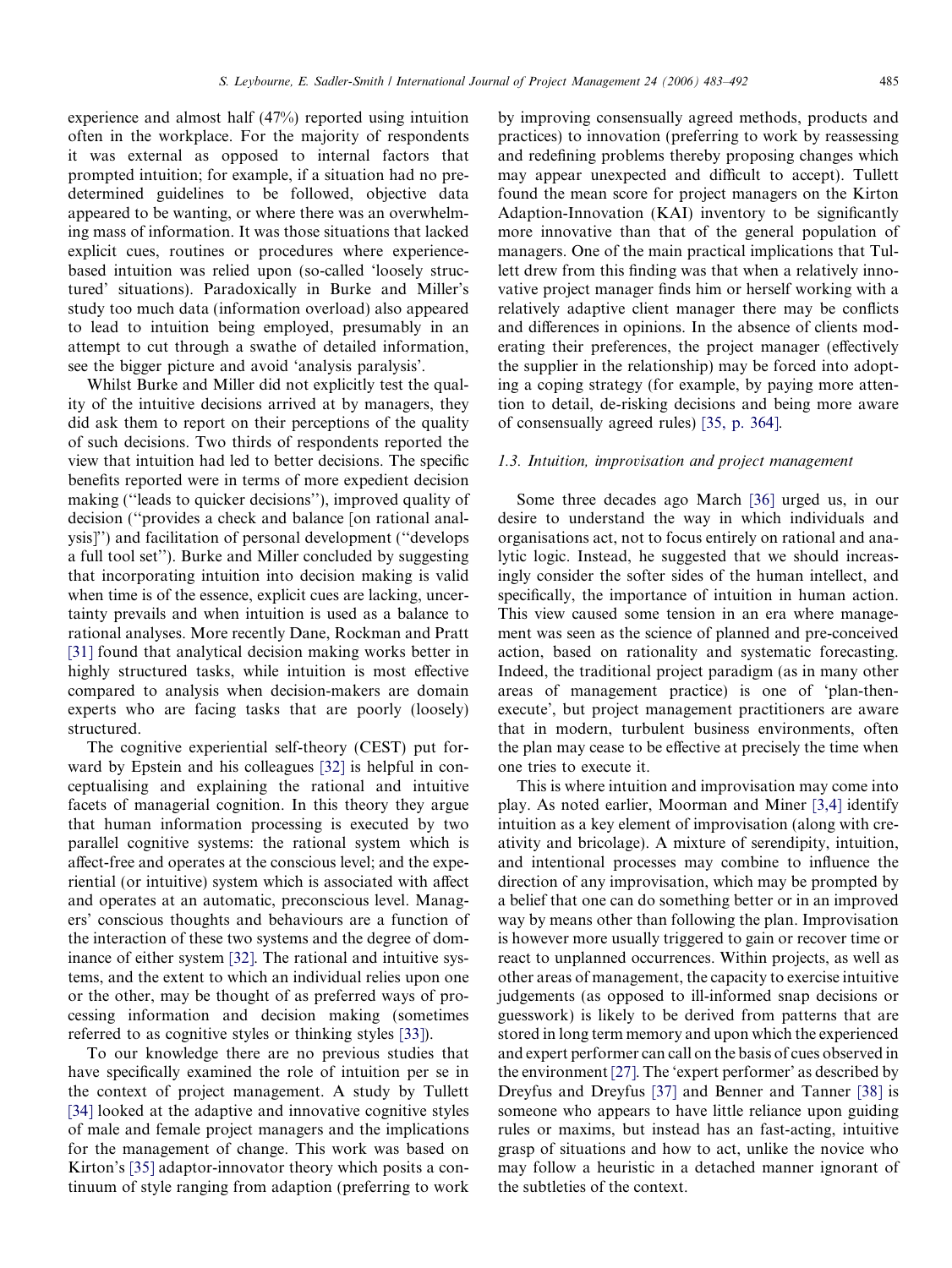experience and almost half (47%) reported using intuition often in the workplace. For the majority of respondents it was external as opposed to internal factors that prompted intuition; for example, if a situation had no predetermined guidelines to be followed, objective data appeared to be wanting, or where there was an overwhelming mass of information. It was those situations that lacked explicit cues, routines or procedures where experience-based intuition was relied upon (so-called 'loosely structured' situations). Paradoxically in Burke and Miller's study too much data (information overload) also appeared to lead to intuition being employed, presumably in an attempt to cut through a swathe of detailed information, see the bigger picture and avoid 'analysis paralysis'.

Whilst Burke and Miller did not explicitly test the quality of the intuitive decisions arrived at by managers, they did ask them to report on their perceptions of the quality of such decisions. Two thirds of respondents reported the view that intuition had led to better decisions. The specific benefits reported were in terms of more expedient decision making ("leads to quicker decisions"), improved quality of decision ("provides a check and balance [on rational analysis]") and facilitation of personal development ("develops a full tool set"). Burke and Miller concluded by suggesting that incorporating intuition into decision making is valid when time is of the essence, explicit cues are lacking, uncertainty prevails and when intuition is used as a balance to rational analyses. More recently Dane, Rockman and Pratt [31] found that analytical decision making works better in highly structured tasks, while intuition is most effective compared to analysis when decision-makers are domain experts who are facing tasks that are poorly (loosely) structured.

The cognitive experiential self-theory (CEST) put forward by Epstein and his colleagues [32] is helpful in conceptualising and explaining the rational and intuitive facets of managerial cognition. In this theory they argue that human information processing is executed by two parallel cognitive systems: the rational system which is affect-free and operates at the conscious level; and the experiential (or intuitive) system which is associated with affect and operates at an automatic, preconscious level. Managers' conscious thoughts and behaviours are a function of the interaction of these two systems and the degree of dominance of either system [32]. The rational and intuitive systems, and the extent to which an individual relies upon one or the other, may be thought of as preferred ways of processing information and decision making (sometimes referred to as cognitive styles or thinking styles [33]).

To our knowledge there are no previous studies that have specifically examined the role of intuition per se in the context of project management. A study by Tullett [34] looked at the adaptive and innovative cognitive styles of male and female project managers and the implications for the management of change. This work was based on Kirton's [35] adaptor-innovator theory which posits a continuum of style ranging from adaption (preferring to work by improving consensually agreed methods, products and practices) to innovation (preferring to work by reassessing and redefining problems thereby proposing changes which may appear unexpected and difficult to accept). Tullett found the mean score for project managers on the Kirton Adaption-Innovation (KAI) inventory to be significantly more innovative than that of the general population of managers. One of the main practical implications that Tullett drew from this finding was that when a relatively innovative project manager finds him or herself working with a relatively adaptive client manager there may be conflicts and differences in opinions. In the absence of clients moderating their preferences, the project manager (effectively the supplier in the relationship) may be forced into adopting a coping strategy (for example, by paying more attention to detail, de-risking decisions and being more aware of consensually agreed rules) [35, p. 364].

### 1.3. Intuition, improvisation and project management

Some three decades ago March [36] urged us, in our desire to understand the way in which individuals and organisations act, not to focus entirely on rational and analytic logic. Instead, he suggested that we should increasingly consider the softer sides of the human intellect, and specifically, the importance of intuition in human action. This view caused some tension in an era where management was seen as the science of planned and pre-conceived action, based on rationality and systematic forecasting. Indeed, the traditional project paradigm (as in many other areas of management practice) is one of 'plan-then-execute', but project management practitioners are aware that in modern, turbulent business environments, often the plan may cease to be effective at precisely the time when one tries to execute it.

This is where intuition and improvisation may come into play. As noted earlier, Moorman and Miner [3,4] identify intuition as a key element of improvisation (along with creativity and bricolage). A mixture of serendipity, intuition, and intentional processes may combine to influence the direction of any improvisation, which may be prompted by a belief that one can do something better or in an improved way by means other than following the plan. Improvisation is however more usually triggered to gain or recover time or react to unplanned occurrences. Within projects, as well as other areas of management, the capacity to exercise intuitive judgements (as opposed to ill-informed snap decisions or guesswork) is likely to be derived from patterns that are stored in long term memory and upon which the experienced and expert performer can call on the basis of cues observed in the environment [27]. The 'expert performer' as described by Dreyfus and Dreyfus [37] and Benner and Tanner [38] is someone who appears to have little reliance upon guiding rules or maxims, but instead has an fast-acting, intuitive grasp of situations and how to act, unlike the novice who may follow a heuristic in a detached manner ignorant of the subtleties of the context.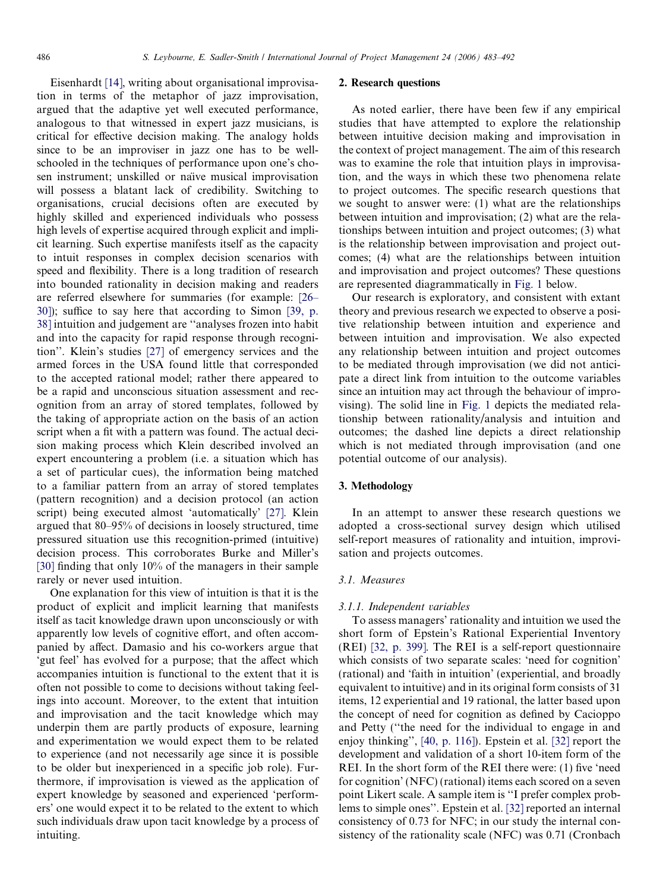Eisenhardt [14], writing about organisational improvisation in terms of the metaphor of jazz improvisation, argued that the adaptive yet well executed performance, analogous to that witnessed in expert jazz musicians, is critical for effective decision making. The analogy holds since to be an improviser in jazz one has to be well-schooled in the techniques of performance upon one's chosen instrument; unskilled or naïve musical improvisation will possess a blatant lack of credibility. Switching to organisations, crucial decisions often are executed by highly skilled and experienced individuals who possess high levels of expertise acquired through explicit and implicit learning. Such expertise manifests itself as the capacity to intuit responses in complex decision scenarios with speed and flexibility. There is a long tradition of research into bounded rationality in decision making and readers are referred elsewhere for summaries (for example: [26–30]); suffice to say here that according to Simon [39, p. 38] intuition and judgement are ''analyses frozen into habit and into the capacity for rapid response through recognition''. Klein's studies [27] of emergency services and the armed forces in the USA found little that corresponded to the accepted rational model; rather there appeared to be a rapid and unconscious situation assessment and recognition from an array of stored templates, followed by the taking of appropriate action on the basis of an action script when a fit with a pattern was found. The actual decision making process which Klein described involved an expert encountering a problem (i.e. a situation which has a set of particular cues), the information being matched to a familiar pattern from an array of stored templates (pattern recognition) and a decision protocol (an action script) being executed almost 'automatically' [27]. Klein argued that 80–95% of decisions in loosely structured, time pressured situation use this recognition-primed (intuitive) decision process. This corroborates Burke and Miller's [30] finding that only 10% of the managers in their sample rarely or never used intuition.

One explanation for this view of intuition is that it is the product of explicit and implicit learning that manifests itself as tacit knowledge drawn upon unconsciously or with apparently low levels of cognitive effort, and often accompanied by affect. Damasio and his co-workers argue that 'gut feel' has evolved for a purpose; that the affect which accompanies intuition is functional to the extent that it is often not possible to come to decisions without taking feelings into account. Moreover, to the extent that intuition and improvisation and the tacit knowledge which may underpin them are partly products of exposure, learning and experimentation we would expect them to be related to experience (and not necessarily age since it is possible to be older but inexperienced in a specific job role). Furthermore, if improvisation is viewed as the application of expert knowledge by seasoned and experienced 'performers' one would expect it to be related to the extent to which such individuals draw upon tacit knowledge by a process of intuiting.

## 2. Research questions

As noted earlier, there have been few if any empirical studies that have attempted to explore the relationship between intuitive decision making and improvisation in the context of project management. The aim of this research was to examine the role that intuition plays in improvisation, and the ways in which these two phenomena relate to project outcomes. The specific research questions that we sought to answer were: (1) what are the relationships between intuition and improvisation; (2) what are the relationships between intuition and project outcomes; (3) what is the relationship between improvisation and project outcomes; (4) what are the relationships between intuition and improvisation and project outcomes? These questions are represented diagrammatically in Fig. 1 below.

Our research is exploratory, and consistent with extant theory and previous research we expected to observe a positive relationship between intuition and experience and between intuition and improvisation. We also expected any relationship between intuition and project outcomes to be mediated through improvisation (we did not anticipate a direct link from intuition to the outcome variables since an intuition may act through the behaviour of improvising). The solid line in Fig. 1 depicts the mediated relationship between rationality/analysis and intuition and outcomes; the dashed line depicts a direct relationship which is not mediated through improvisation (and one potential outcome of our analysis).

## 3. Methodology

In an attempt to answer these research questions we adopted a cross-sectional survey design which utilised self-report measures of rationality and intuition, improvisation and projects outcomes.

### 3.1. Measures

#### 3.1.1. Independent variables

To assess managers' rationality and intuition we used the short form of Epstein's Rational Experiential Inventory (REI) [32, p. 399]. The REI is a self-report questionnaire which consists of two separate scales: 'need for cognition' (rational) and 'faith in intuition' (experiential, and broadly equivalent to intuitive) and in its original form consists of 31 items, 12 experiential and 19 rational, the latter based upon the concept of need for cognition as defined by Cacioppo and Petty (''the need for the individual to engage in and enjoy thinking'', [40, p. 116]). Epstein et al. [32] report the development and validation of a short 10-item form of the REI. In the short form of the REI there were: (1) five 'need for cognition' (NFC) (rational) items each scored on a seven point Likert scale. A sample item is ''I prefer complex problems to simple ones''. Epstein et al. [32] reported an internal consistency of 0.73 for NFC; in our study the internal consistency of the rationality scale (NFC) was 0.71 (Cronbach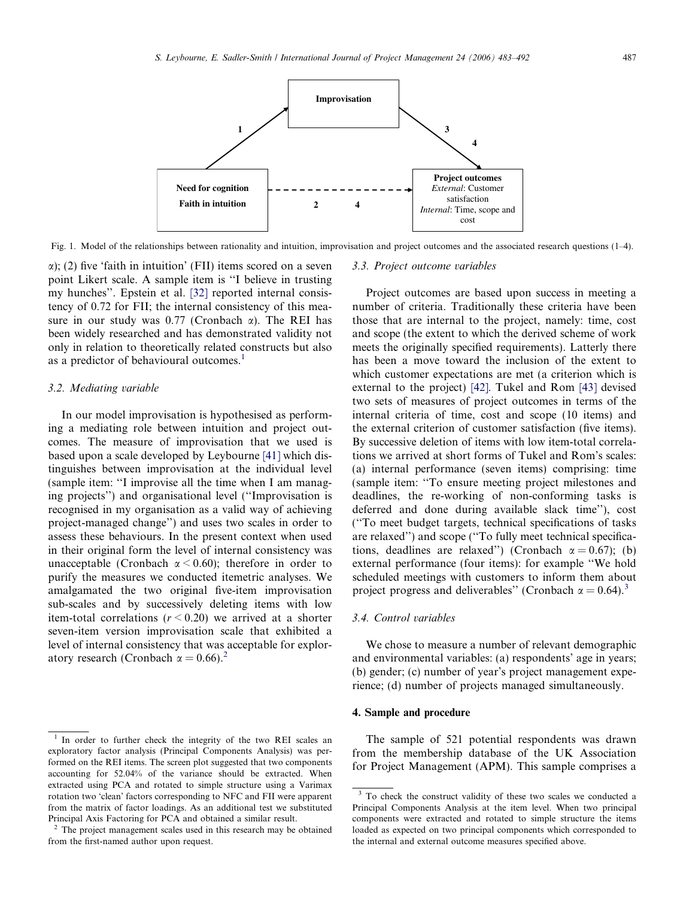Improvisation

1

3

4

Need for cognition

Faith in intuition

2    4

**Project outcomes**
*External*: Customer satisfaction
*Internal*: Time, scope and cost

Fig. 1. Model of the relationships between rationality and intuition, improvisation and project outcomes and the associated research questions (1–4).

α); (2) five 'faith in intuition' (FII) items scored on a seven point Likert scale. A sample item is ''I believe in trusting my hunches''. Epstein et al. [32] reported internal consistency of 0.72 for FII; the internal consistency of this measure in our study was 0.77 (Cronbach α). The REI has been widely researched and has demonstrated validity not only in relation to theoretically related constructs but also as a predictor of behavioural outcomes.[1]

### 3.2. Mediating variable

In our model improvisation is hypothesised as performing a mediating role between intuition and project outcomes. The measure of improvisation that we used is based upon a scale developed by Leybourne [41] which distinguishes between improvisation at the individual level (sample item: ''I improvise all the time when I am managing projects'') and organisational level (''Improvisation is recognised in my organisation as a valid way of achieving project-managed change'') and uses two scales in order to assess these behaviours. In the present context when used in their original form the level of internal consistency was unacceptable (Cronbach $\alpha < 0.60$); therefore in order to purify the measures we conducted itemetric analyses. We amalgamated the two original five-item improvisation sub-scales and by successively deleting items with low item-total correlations ($r < 0.20$) we arrived at a shorter seven-item version improvisation scale that exhibited a level of internal consistency that was acceptable for exploratory research (Cronbach $\alpha = 0.66$).[2]

### 3.3. Project outcome variables

Project outcomes are based upon success in meeting a number of criteria. Traditionally these criteria have been those that are internal to the project, namely: time, cost and scope (the extent to which the derived scheme of work meets the originally specified requirements). Latterly there has been a move toward the inclusion of the extent to which customer expectations are met (a criterion which is external to the project) [42]. Tukel and Rom [43] devised two sets of measures of project outcomes in terms of the internal criteria of time, cost and scope (10 items) and the external criterion of customer satisfaction (five items). By successive deletion of items with low item-total correlations we arrived at short forms of Tukel and Rom's scales: (a) internal performance (seven items) comprising: time (sample item: ''To ensure meeting project milestones and deadlines, the re-working of non-conforming tasks is deferred and done during available slack time''), cost (''To meet budget targets, technical specifications of tasks are relaxed'') and scope (''To fully meet technical specifications, deadlines are relaxed'') (Cronbach $\alpha = 0.67$); (b) external performance (four items): for example ''We hold scheduled meetings with customers to inform them about project progress and deliverables'' (Cronbach $\alpha = 0.64$).[3]

### 3.4. Control variables

We chose to measure a number of relevant demographic and environmental variables: (a) respondents' age in years; (b) gender; (c) number of year's project management experience; (d) number of projects managed simultaneously.

## 4. Sample and procedure

The sample of 521 potential respondents was drawn from the membership database of the UK Association for Project Management (APM). This sample comprises a

---

[1] In order to further check the integrity of the two REI scales an exploratory factor analysis (Principal Components Analysis) was performed on the REI items. The screen plot suggested that two components accounting for 52.04% of the variance should be extracted. When extracted using PCA and rotated to simple structure using a Varimax rotation two 'clean' factors corresponding to NFC and FII were apparent from the matrix of factor loadings. As an additional test we substituted Principal Axis Factoring for PCA and obtained a similar result.

[2] The project management scales used in this research may be obtained from the first-named author upon request.

[3] To check the construct validity of these two scales we conducted a Principal Components Analysis at the item level. When two principal components were extracted and rotated to simple structure the items loaded as expected on two principal components which corresponded to the internal and external outcome measures specified above.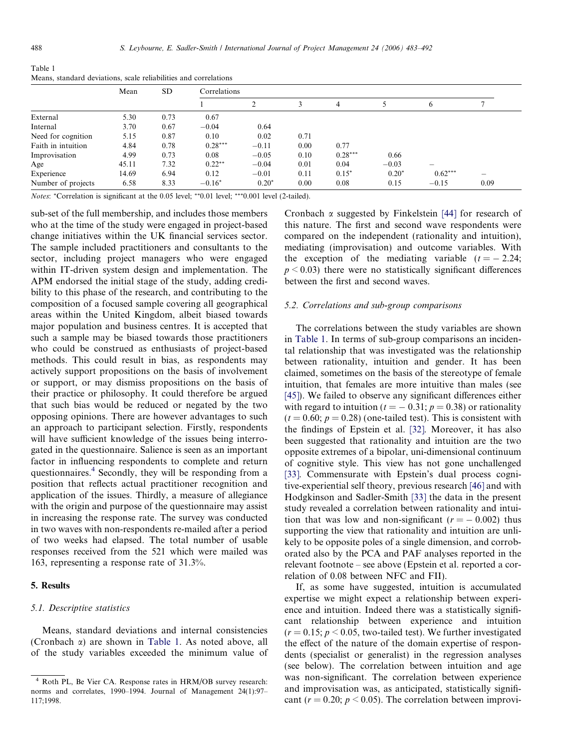Table 1
Means, standard deviations, scale reliabilities and correlations

| | Mean | SD | Correlations | | | | | | |
|---|---|---|---|---|---|---|---|---|---|
| | | | 1 | 2 | 3 | 4 | 5 | 6 | 7 |
| External | 5.30 | 0.73 | 0.67 | | | | | | |
| Internal | 3.70 | 0.67 | −0.04 | 0.64 | | | | | |
| Need for cognition | 5.15 | 0.87 | 0.10 | 0.02 | 0.71 | | | | |
| Faith in intuition | 4.84 | 0.78 | 0.28*** | −0.11 | 0.00 | 0.77 | | | |
| Improvisation | 4.99 | 0.73 | 0.08 | −0.05 | 0.10 | 0.28*** | 0.66 | | |
| Age | 45.11 | 7.32 | 0.22** | −0.04 | 0.01 | 0.04 | −0.03 | – | |
| Experience | 14.69 | 6.94 | 0.12 | −0.01 | 0.11 | 0.15* | 0.20* | 0.62*** | – |
| Number of projects | 6.58 | 8.33 | −0.16* | 0.20* | 0.00 | 0.08 | 0.15 | −0.15 | 0.09 |

*Notes*: *Correlation is significant at the 0.05 level; **0.01 level; ***0.001 level (2-tailed).

sub-set of the full membership, and includes those members who at the time of the study were engaged in project-based change initiatives within the UK financial services sector. The sample included practitioners and consultants to the sector, including project managers who were engaged within IT-driven system design and implementation. The APM endorsed the initial stage of the study, adding credibility to this phase of the research, and contributing to the composition of a focused sample covering all geographical areas within the United Kingdom, albeit biased towards major population and business centres. It is accepted that such a sample may be biased towards those practitioners who could be construed as enthusiasts of project-based methods. This could result in bias, as respondents may actively support propositions on the basis of involvement or support, or may dismiss propositions on the basis of their practice or philosophy. It could therefore be argued that such bias would be reduced or negated by the two opposing opinions. There are however advantages to such an approach to participant selection. Firstly, respondents will have sufficient knowledge of the issues being interrogated in the questionnaire. Salience is seen as an important factor in influencing respondents to complete and return questionnaires.[4] Secondly, they will be responding from a position that reflects actual practitioner recognition and application of the issues. Thirdly, a measure of allegiance with the origin and purpose of the questionnaire may assist in increasing the response rate. The survey was conducted in two waves with non-respondents re-mailed after a period of two weeks had elapsed. The total number of usable responses received from the 521 which were mailed was 163, representing a response rate of 31.3%.

## 5. Results

### 5.1. Descriptive statistics

Means, standard deviations and internal consistencies (Cronbach $\alpha$) are shown in Table 1. As noted above, all of the study variables exceeded the minimum value of Cronbach $\alpha$ suggested by Finkelstein [44] for research of this nature. The first and second wave respondents were compared on the independent (rationality and intuition), mediating (improvisation) and outcome variables. With the exception of the mediating variable ($t = -2.24$; $p < 0.03$) there were no statistically significant differences between the first and second waves.

### 5.2. Correlations and sub-group comparisons

The correlations between the study variables are shown in Table 1. In terms of sub-group comparisons an incidental relationship that was investigated was the relationship between rationality, intuition and gender. It has been claimed, sometimes on the basis of the stereotype of female intuition, that females are more intuitive than males (see [45]). We failed to observe any significant differences either with regard to intuition ($t = -0.31$; $p = 0.38$) or rationality ($t = 0.60$; $p = 0.28$) (one-tailed test). This is consistent with the findings of Epstein et al. [32]. Moreover, it has also been suggested that rationality and intuition are the two opposite extremes of a bipolar, uni-dimensional continuum of cognitive style. This view has not gone unchallenged [33]. Commensurate with Epstein's dual process cognitive-experiential self theory, previous research [46] and with Hodgkinson and Sadler-Smith [33] the data in the present study revealed a correlation between rationality and intuition that was low and non-significant ($r = -0.002$) thus supporting the view that rationality and intuition are unlikely to be opposite poles of a single dimension, and corroborated also by the PCA and PAF analyses reported in the relevant footnote – see above (Epstein et al. reported a correlation of 0.08 between NFC and FII).

If, as some have suggested, intuition is accumulated expertise we might expect a relationship between experience and intuition. Indeed there was a statistically significant relationship between experience and intuition ($r = 0.15$; $p < 0.05$, two-tailed test). We further investigated the effect of the nature of the domain expertise of respondents (specialist or generalist) in the regression analyses (see below). The correlation between intuition and age was non-significant. The correlation between experience and improvisation was, as anticipated, statistically significant ($r = 0.20$; $p < 0.05$). The correlation between improvi-

[4] Roth PL, Be Vier CA. Response rates in HRM/OB survey research: norms and correlates, 1990–1994. Journal of Management 24(1):97–117;1998.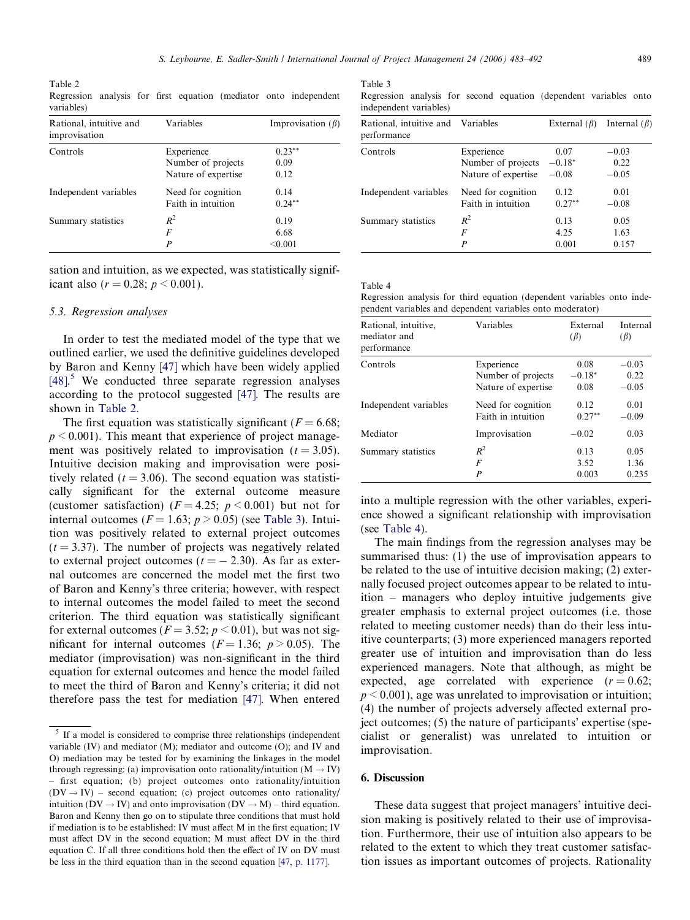Table 2
Regression analysis for first equation (mediator onto independent variables)

| Rational, intuitive and improvisation | Variables | Improvisation ($\beta$) |
|---|---|---|
| Controls | Experience | 0.23** |
| | Number of projects | 0.09 |
| | Nature of expertise | 0.12 |
| Independent variables | Need for cognition | 0.14 |
| | Faith in intuition | 0.24** |
| Summary statistics | $R^2$ | 0.19 |
| | $F$ | 6.68 |
| | $P$ | <0.001 |

sation and intuition, as we expected, was statistically significant also ($r = 0.28$; $p < 0.001$).

### 5.3. Regression analyses

In order to test the mediated model of the type that we outlined earlier, we used the definitive guidelines developed by Baron and Kenny [47] which have been widely applied [48].[5] We conducted three separate regression analyses according to the protocol suggested [47]. The results are shown in Table 2.

The first equation was statistically significant ($F = 6.68$; $p < 0.001$). This meant that experience of project management was positively related to improvisation ($t = 3.05$). Intuitive decision making and improvisation were positively related ($t = 3.06$). The second equation was statistically significant for the external outcome measure (customer satisfaction) ($F = 4.25$; $p < 0.001$) but not for internal outcomes ($F = 1.63$; $p > 0.05$) (see Table 3). Intuition was positively related to external project outcomes ($t = 3.37$). The number of projects was negatively related to external project outcomes ($t = -2.30$). As far as external outcomes are concerned the model met the first two of Baron and Kenny's three criteria; however, with respect to internal outcomes the model failed to meet the second criterion. The third equation was statistically significant for external outcomes ($F = 3.52$; $p < 0.01$), but was not significant for internal outcomes ($F = 1.36$; $p > 0.05$). The mediator (improvisation) was non-significant in the third equation for external outcomes and hence the model failed to meet the third of Baron and Kenny's criteria; it did not therefore pass the test for mediation [47]. When entered into a multiple regression with the other variables, experience showed a significant relationship with improvisation (see Table 4).

Table 3
Regression analysis for second equation (dependent variables onto independent variables)

| Rational, intuitive and performance | Variables | External ($\beta$) | Internal ($\beta$) |
|---|---|---|---|
| Controls | Experience | 0.07 | −0.03 |
| | Number of projects | −0.18* | 0.22 |
| | Nature of expertise | −0.08 | −0.05 |
| Independent variables | Need for cognition | 0.12 | 0.01 |
| | Faith in intuition | 0.27** | −0.08 |
| Summary statistics | $R^2$ | 0.13 | 0.05 |
| | $F$ | 4.25 | 1.63 |
| | $P$ | 0.001 | 0.157 |

Table 4
Regression analysis for third equation (dependent variables onto independent variables and dependent variables onto moderator)

| Rational, intuitive, mediator and performance | Variables | External ($\beta$) | Internal ($\beta$) |
|---|---|---|---|
| Controls | Experience | 0.08 | −0.03 |
| | Number of projects | −0.18* | 0.22 |
| | Nature of expertise | 0.08 | −0.05 |
| Independent variables | Need for cognition | 0.12 | 0.01 |
| | Faith in intuition | 0.27** | −0.09 |
| Mediator | Improvisation | −0.02 | 0.03 |
| Summary statistics | $R^2$ | 0.13 | 0.05 |
| | $F$ | 3.52 | 1.36 |
| | $P$ | 0.003 | 0.235 |

The main findings from the regression analyses may be summarised thus: (1) the use of improvisation appears to be related to the use of intuitive decision making; (2) externally focused project outcomes appear to be related to intuition – managers who deploy intuitive judgements give greater emphasis to external project outcomes (i.e. those related to meeting customer needs) than do their less intuitive counterparts; (3) more experienced managers reported greater use of intuition and improvisation than do less experienced managers. Note that although, as might be expected, age correlated with experience ($r = 0.62$; $p < 0.001$), age was unrelated to improvisation or intuition; (4) the number of projects adversely affected external project outcomes; (5) the nature of participants' expertise (specialist or generalist) was unrelated to intuition or improvisation.

## 6. Discussion

These data suggest that project managers' intuitive decision making is positively related to their use of improvisation. Furthermore, their use of intuition also appears to be related to the extent to which they treat customer satisfaction issues as important outcomes of projects. Rationality

[5] If a model is considered to comprise three relationships (independent variable (IV) and mediator (M); mediator and outcome (O); and IV and O) mediation may be tested for by examining the linkages in the model through regressing: (a) improvisation onto rationality/intuition (M → IV) – first equation; (b) project outcomes onto rationality/intuition (DV → IV) – second equation; (c) project outcomes onto rationality/intuition (DV → IV) and onto improvisation (DV → M) – third equation. Baron and Kenny then go on to stipulate three conditions that must hold if mediation is to be established: IV must affect M in the first equation; IV must affect DV in the second equation; M must affect DV in the third equation C. If all three conditions hold then the effect of IV on DV must be less in the third equation than in the second equation [47, p. 1177].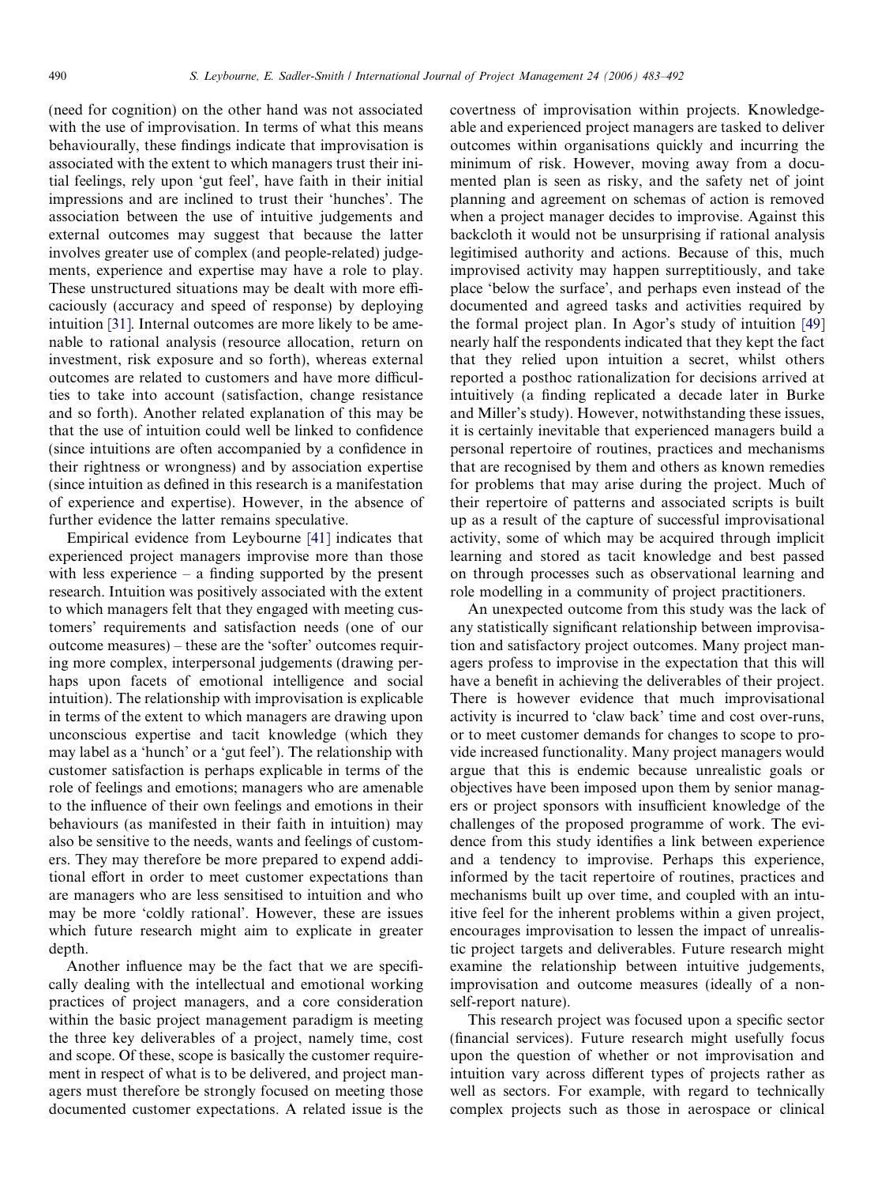(need for cognition) on the other hand was not associated with the use of improvisation. In terms of what this means behaviourally, these findings indicate that improvisation is associated with the extent to which managers trust their initial feelings, rely upon 'gut feel', have faith in their initial impressions and are inclined to trust their 'hunches'. The association between the use of intuitive judgements and external outcomes may suggest that because the latter involves greater use of complex (and people-related) judgements, experience and expertise may have a role to play. These unstructured situations may be dealt with more efficaciously (accuracy and speed of response) by deploying intuition [31]. Internal outcomes are more likely to be amenable to rational analysis (resource allocation, return on investment, risk exposure and so forth), whereas external outcomes are related to customers and have more difficulties to take into account (satisfaction, change resistance and so forth). Another related explanation of this may be that the use of intuition could well be linked to confidence (since intuitions are often accompanied by a confidence in their rightness or wrongness) and by association expertise (since intuition as defined in this research is a manifestation of experience and expertise). However, in the absence of further evidence the latter remains speculative.

Empirical evidence from Leybourne [41] indicates that experienced project managers improvise more than those with less experience – a finding supported by the present research. Intuition was positively associated with the extent to which managers felt that they engaged with meeting customers' requirements and satisfaction needs (one of our outcome measures) – these are the 'softer' outcomes requiring more complex, interpersonal judgements (drawing perhaps upon facets of emotional intelligence and social intuition). The relationship with improvisation is explicable in terms of the extent to which managers are drawing upon unconscious expertise and tacit knowledge (which they may label as a 'hunch' or a 'gut feel'). The relationship with customer satisfaction is perhaps explicable in terms of the role of feelings and emotions; managers who are amenable to the influence of their own feelings and emotions in their behaviours (as manifested in their faith in intuition) may also be sensitive to the needs, wants and feelings of customers. They may therefore be more prepared to expend additional effort in order to meet customer expectations than are managers who are less sensitised to intuition and who may be more 'coldly rational'. However, these are issues which future research might aim to explicate in greater depth.

Another influence may be the fact that we are specifically dealing with the intellectual and emotional working practices of project managers, and a core consideration within the basic project management paradigm is meeting the three key deliverables of a project, namely time, cost and scope. Of these, scope is basically the customer requirement in respect of what is to be delivered, and project managers must therefore be strongly focused on meeting those documented customer expectations. A related issue is the covertness of improvisation within projects. Knowledgeable and experienced project managers are tasked to deliver outcomes within organisations quickly and incurring the minimum of risk. However, moving away from a documented plan is seen as risky, and the safety net of joint planning and agreement on schemas of action is removed when a project manager decides to improvise. Against this backcloth it would not be unsurprising if rational analysis legitimised authority and actions. Because of this, much improvised activity may happen surreptitiously, and take place 'below the surface', and perhaps even instead of the documented and agreed tasks and activities required by the formal project plan. In Agor's study of intuition [49] nearly half the respondents indicated that they kept the fact that they relied upon intuition a secret, whilst others reported a posthoc rationalization for decisions arrived at intuitively (a finding replicated a decade later in Burke and Miller's study). However, notwithstanding these issues, it is certainly inevitable that experienced managers build a personal repertoire of routines, practices and mechanisms that are recognised by them and others as known remedies for problems that may arise during the project. Much of their repertoire of patterns and associated scripts is built up as a result of the capture of successful improvisational activity, some of which may be acquired through implicit learning and stored as tacit knowledge and best passed on through processes such as observational learning and role modelling in a community of project practitioners.

An unexpected outcome from this study was the lack of any statistically significant relationship between improvisation and satisfactory project outcomes. Many project managers profess to improvise in the expectation that this will have a benefit in achieving the deliverables of their project. There is however evidence that much improvisational activity is incurred to 'claw back' time and cost over-runs, or to meet customer demands for changes to scope to provide increased functionality. Many project managers would argue that this is endemic because unrealistic goals or objectives have been imposed upon them by senior managers or project sponsors with insufficient knowledge of the challenges of the proposed programme of work. The evidence from this study identifies a link between experience and a tendency to improvise. Perhaps this experience, informed by the tacit repertoire of routines, practices and mechanisms built up over time, and coupled with an intuitive feel for the inherent problems within a given project, encourages improvisation to lessen the impact of unrealistic project targets and deliverables. Future research might examine the relationship between intuitive judgements, improvisation and outcome measures (ideally of a non-self-report nature).

This research project was focused upon a specific sector (financial services). Future research might usefully focus upon the question of whether or not improvisation and intuition vary across different types of projects rather as well as sectors. For example, with regard to technically complex projects such as those in aerospace or clinical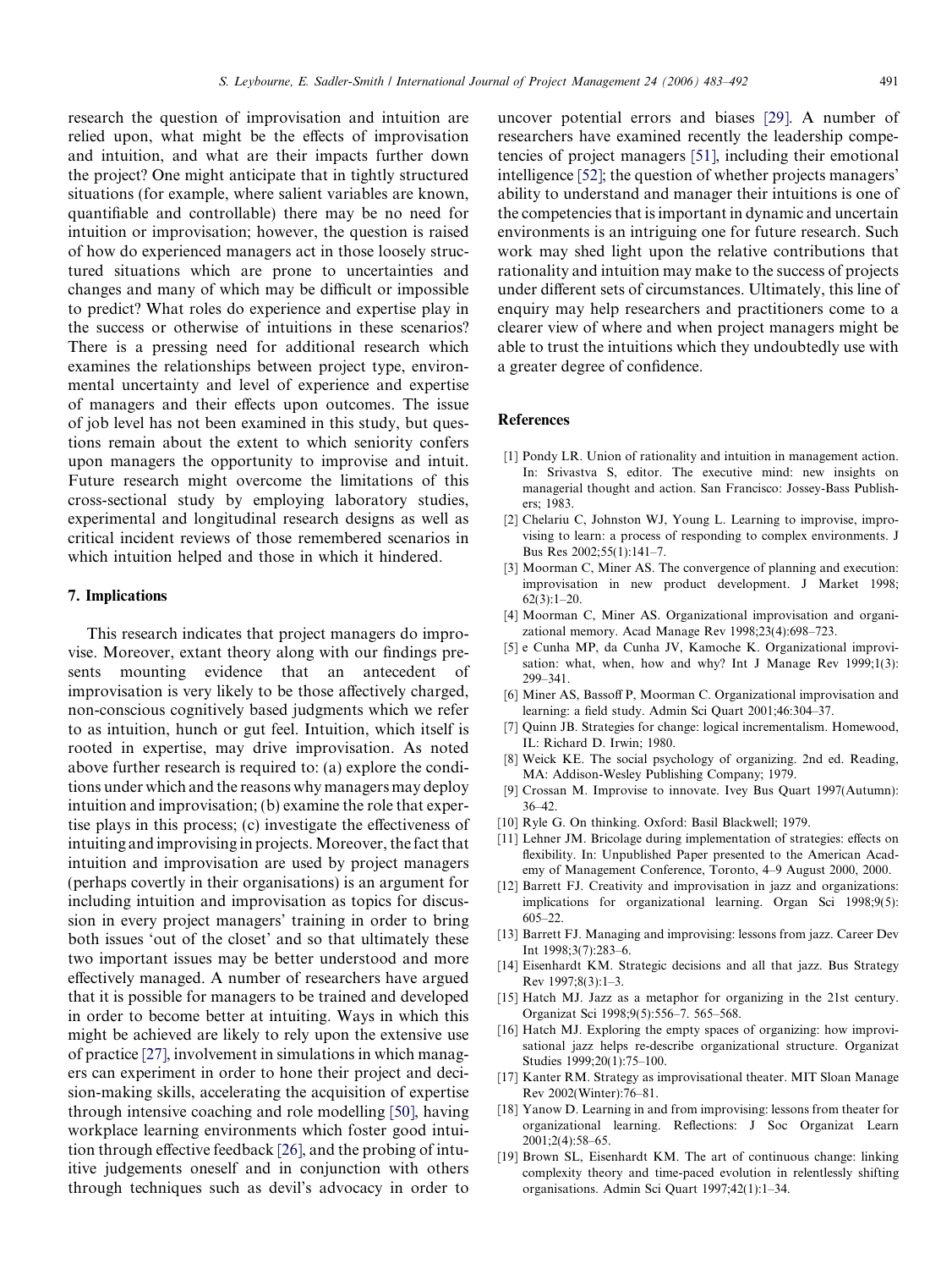research the question of improvisation and intuition are relied upon, what might be the effects of improvisation and intuition, and what are their impacts further down the project? One might anticipate that in tightly structured situations (for example, where salient variables are known, quantifiable and controllable) there may be no need for intuition or improvisation; however, the question is raised of how do experienced managers act in those loosely structured situations which are prone to uncertainties and changes and many of which may be difficult or impossible to predict? What roles do experience and expertise play in the success or otherwise of intuitions in these scenarios? There is a pressing need for additional research which examines the relationships between project type, environmental uncertainty and level of experience and expertise of managers and their effects upon outcomes. The issue of job level has not been examined in this study, but questions remain about the extent to which seniority confers upon managers the opportunity to improvise and intuit. Future research might overcome the limitations of this cross-sectional study by employing laboratory studies, experimental and longitudinal research designs as well as critical incident reviews of those remembered scenarios in which intuition helped and those in which it hindered.

## 7. Implications

This research indicates that project managers do improvise. Moreover, extant theory along with our findings presents mounting evidence that an antecedent of improvisation is very likely to be those affectively charged, non-conscious cognitively based judgments which we refer to as intuition, hunch or gut feel. Intuition, which itself is rooted in expertise, may drive improvisation. As noted above further research is required to: (a) explore the conditions under which and the reasons why managers may deploy intuition and improvisation; (b) examine the role that expertise plays in this process; (c) investigate the effectiveness of intuiting and improvising in projects. Moreover, the fact that intuition and improvisation are used by project managers (perhaps covertly in their organisations) is an argument for including intuition and improvisation as topics for discussion in every project managers' training in order to bring both issues 'out of the closet' and so that ultimately these two important issues may be better understood and more effectively managed. A number of researchers have argued that it is possible for managers to be trained and developed in order to become better at intuiting. Ways in which this might be achieved are likely to rely upon the extensive use of practice [27], involvement in simulations in which managers can experiment in order to hone their project and decision-making skills, accelerating the acquisition of expertise through intensive coaching and role modelling [50], having workplace learning environments which foster good intuition through effective feedback [26], and the probing of intuitive judgements oneself and in conjunction with others through techniques such as devil's advocacy in order to uncover potential errors and biases [29]. A number of researchers have examined recently the leadership competencies of project managers [51], including their emotional intelligence [52]; the question of whether projects managers' ability to understand and manager their intuitions is one of the competencies that is important in dynamic and uncertain environments is an intriguing one for future research. Such work may shed light upon the relative contributions that rationality and intuition may make to the success of projects under different sets of circumstances. Ultimately, this line of enquiry may help researchers and practitioners come to a clearer view of where and when project managers might be able to trust the intuitions which they undoubtedly use with a greater degree of confidence.

## References

[1] Pondy LR. Union of rationality and intuition in management action. In: Srivastva S, editor. The executive mind: new insights on managerial thought and action. San Francisco: Jossey-Bass Publishers; 1983.

[2] Chelariu C, Johnston WJ, Young L. Learning to improvise, improvising to learn: a process of responding to complex environments. J Bus Res 2002;55(1):141–7.

[3] Moorman C, Miner AS. The convergence of planning and execution: improvisation in new product development. J Market 1998; 62(3):1–20.

[4] Moorman C, Miner AS. Organizational improvisation and organizational memory. Acad Manage Rev 1998;23(4):698–723.

[5] e Cunha MP, da Cunha JV, Kamoche K. Organizational improvisation: what, when, how and why? Int J Manage Rev 1999;1(3): 299–341.

[6] Miner AS, Bassoff P, Moorman C. Organizational improvisation and learning: a field study. Admin Sci Quart 2001;46:304–37.

[7] Quinn JB. Strategies for change: logical incrementalism. Homewood, IL: Richard D. Irwin; 1980.

[8] Weick KE. The social psychology of organizing. 2nd ed. Reading, MA: Addison-Wesley Publishing Company; 1979.

[9] Crossan M. Improvise to innovate. Ivey Bus Quart 1997(Autumn): 36–42.

[10] Ryle G. On thinking. Oxford: Basil Blackwell; 1979.

[11] Lehner JM. Bricolage during implementation of strategies: effects on flexibility. In: Unpublished Paper presented to the American Academy of Management Conference, Toronto, 4–9 August 2000, 2000.

[12] Barrett FJ. Creativity and improvisation in jazz and organizations: implications for organizational learning. Organ Sci 1998;9(5): 605–22.

[13] Barrett FJ. Managing and improvising: lessons from jazz. Career Dev Int 1998;3(7):283–6.

[14] Eisenhardt KM. Strategic decisions and all that jazz. Bus Strategy Rev 1997;8(3):1–3.

[15] Hatch MJ. Jazz as a metaphor for organizing in the 21st century. Organizat Sci 1998;9(5):556–7. 565–568.

[16] Hatch MJ. Exploring the empty spaces of organizing: how improvisational jazz helps re-describe organizational structure. Organizat Studies 1999;20(1):75–100.

[17] Kanter RM. Strategy as improvisational theater. MIT Sloan Manage Rev 2002(Winter):76–81.

[18] Yanow D. Learning in and from improvising: lessons from theater for organizational learning. Reflections: J Soc Organizat Learn 2001;2(4):58–65.

[19] Brown SL, Eisenhardt KM. The art of continuous change: linking complexity theory and time-paced evolution in relentlessly shifting organisations. Admin Sci Quart 1997;42(1):1–34.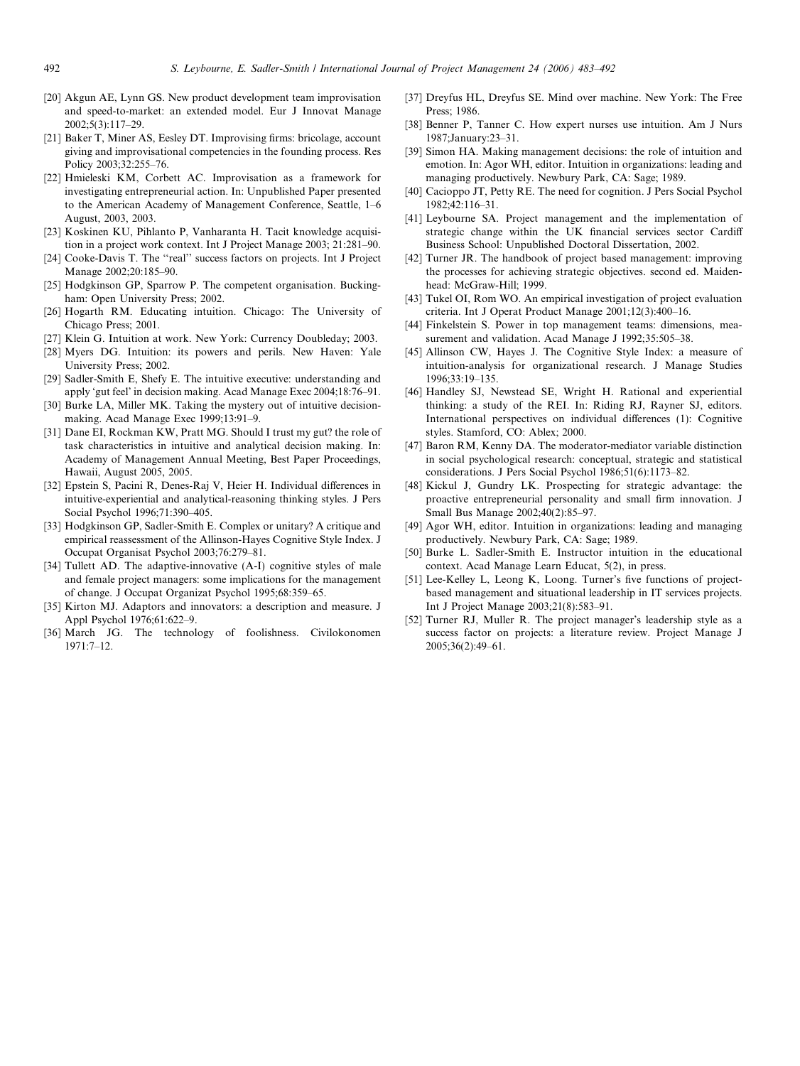[20] Akgun AE, Lynn GS. New product development team improvisation and speed-to-market: an extended model. Eur J Innovat Manage 2002;5(3):117–29.

[21] Baker T, Miner AS, Eesley DT. Improvising firms: bricolage, account giving and improvisational competencies in the founding process. Res Policy 2003;32:255–76.

[22] Hmieleski KM, Corbett AC. Improvisation as a framework for investigating entrepreneurial action. In: Unpublished Paper presented to the American Academy of Management Conference, Seattle, 1–6 August, 2003, 2003.

[23] Koskinen KU, Pihlanto P, Vanharanta H. Tacit knowledge acquisition in a project work context. Int J Project Manage 2003; 21:281–90.

[24] Cooke-Davis T. The "real" success factors on projects. Int J Project Manage 2002;20:185–90.

[25] Hodgkinson GP, Sparrow P. The competent organisation. Buckingham: Open University Press; 2002.

[26] Hogarth RM. Educating intuition. Chicago: The University of Chicago Press; 2001.

[27] Klein G. Intuition at work. New York: Currency Doubleday; 2003.

[28] Myers DG. Intuition: its powers and perils. New Haven: Yale University Press; 2002.

[29] Sadler-Smith E, Shefy E. The intuitive executive: understanding and apply 'gut feel' in decision making. Acad Manage Exec 2004;18:76–91.

[30] Burke LA, Miller MK. Taking the mystery out of intuitive decision-making. Acad Manage Exec 1999;13:91–9.

[31] Dane EI, Rockman KW, Pratt MG. Should I trust my gut? the role of task characteristics in intuitive and analytical decision making. In: Academy of Management Annual Meeting, Best Paper Proceedings, Hawaii, August 2005, 2005.

[32] Epstein S, Pacini R, Denes-Raj V, Heier H. Individual differences in intuitive-experiential and analytical-reasoning thinking styles. J Pers Social Psychol 1996;71:390–405.

[33] Hodgkinson GP, Sadler-Smith E. Complex or unitary? A critique and empirical reassessment of the Allinson-Hayes Cognitive Style Index. J Occupat Organisat Psychol 2003;76:279–81.

[34] Tullett AD. The adaptive-innovative (A-I) cognitive styles of male and female project managers: some implications for the management of change. J Occupat Organizat Psychol 1995;68:359–65.

[35] Kirton MJ. Adaptors and innovators: a description and measure. J Appl Psychol 1976;61:622–9.

[36] March JG. The technology of foolishness. Civilokonomen 1971:7–12.

[37] Dreyfus HL, Dreyfus SE. Mind over machine. New York: The Free Press; 1986.

[38] Benner P, Tanner C. How expert nurses use intuition. Am J Nurs 1987;January:23–31.

[39] Simon HA. Making management decisions: the role of intuition and emotion. In: Agor WH, editor. Intuition in organizations: leading and managing productively. Newbury Park, CA: Sage; 1989.

[40] Cacioppo JT, Petty RE. The need for cognition. J Pers Social Psychol 1982;42:116–31.

[41] Leybourne SA. Project management and the implementation of strategic change within the UK financial services sector Cardiff Business School: Unpublished Doctoral Dissertation, 2002.

[42] Turner JR. The handbook of project based management: improving the processes for achieving strategic objectives. second ed. Maidenhead: McGraw-Hill; 1999.

[43] Tukel OI, Rom WO. An empirical investigation of project evaluation criteria. Int J Operat Product Manage 2001;12(3):400–16.

[44] Finkelstein S. Power in top management teams: dimensions, measurement and validation. Acad Manage J 1992;35:505–38.

[45] Allinson CW, Hayes J. The Cognitive Style Index: a measure of intuition-analysis for organizational research. J Manage Studies 1996;33:19–135.

[46] Handley SJ, Newstead SE, Wright H. Rational and experiential thinking: a study of the REI. In: Riding RJ, Rayner SJ, editors. International perspectives on individual differences (1): Cognitive styles. Stamford, CO: Ablex; 2000.

[47] Baron RM, Kenny DA. The moderator-mediator variable distinction in social psychological research: conceptual, strategic and statistical considerations. J Pers Social Psychol 1986;51(6):1173–82.

[48] Kickul J, Gundry LK. Prospecting for strategic advantage: the proactive entrepreneurial personality and small firm innovation. J Small Bus Manage 2002;40(2):85–97.

[49] Agor WH, editor. Intuition in organizations: leading and managing productively. Newbury Park, CA: Sage; 1989.

[50] Burke L. Sadler-Smith E. Instructor intuition in the educational context. Acad Manage Learn Educat, 5(2), in press.

[51] Lee-Kelley L, Leong K, Loong. Turner's five functions of project-based management and situational leadership in IT services projects. Int J Project Manage 2003;21(8):583–91.

[52] Turner RJ, Muller R. The project manager's leadership style as a success factor on projects: a literature review. Project Manage J 2005;36(2):49–61.